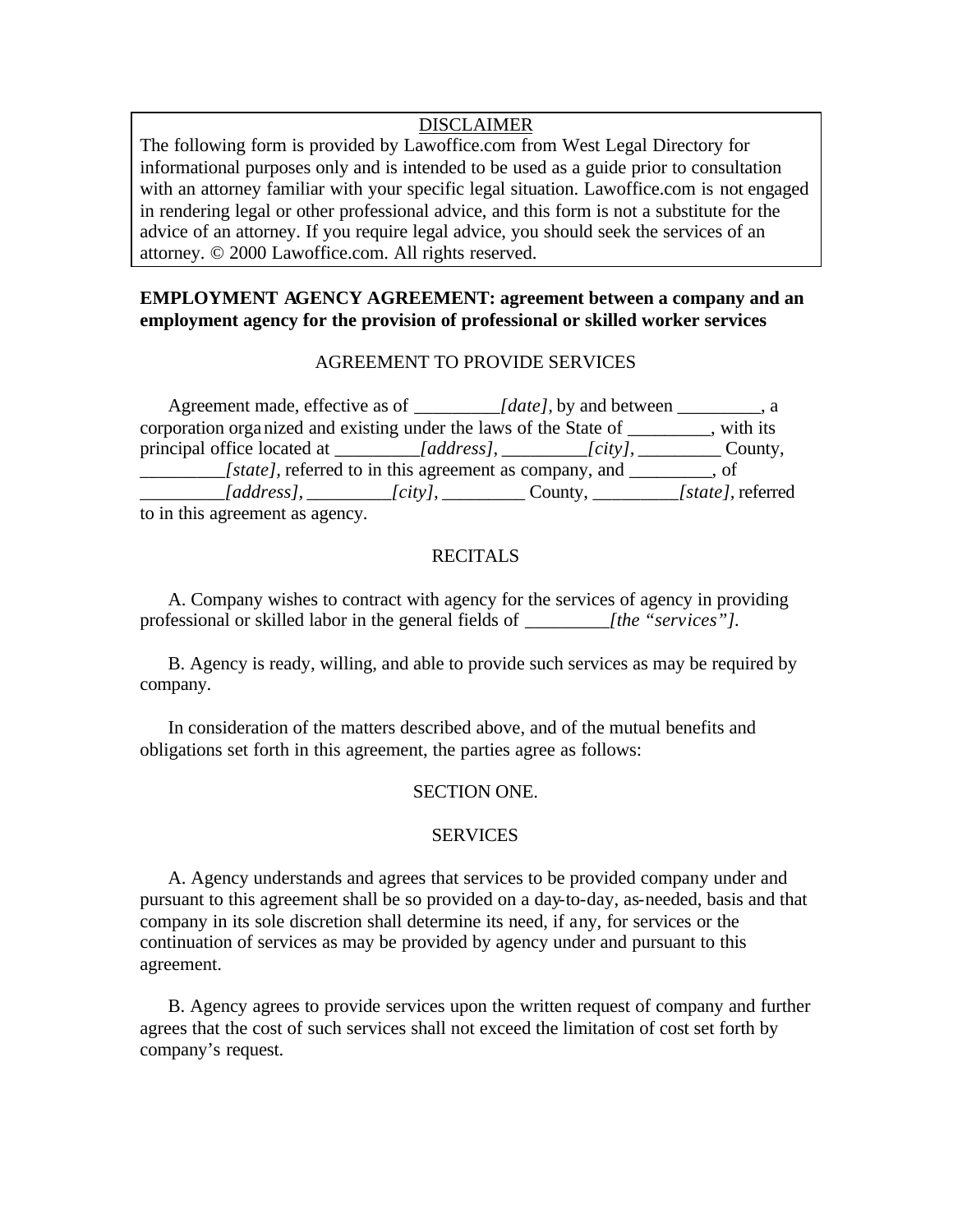DISCLAIMER

The following form is provided by Lawoffice.com from West Legal Directory for informational purposes only and is intended to be used as a guide prior to consultation with an attorney familiar with your specific legal situation. Lawoffice.com is not engaged in rendering legal or other professional advice, and this form is not a substitute for the advice of an attorney. If you require legal advice, you should seek the services of an attorney. © 2000 Lawoffice.com. All rights reserved.

**EMPLOYMENT AGENCY AGREEMENT: agreement between a company and an employment agency for the provision of professional or skilled worker services**

AGREEMENT TO PROVIDE SERVICES

Agreement made, effective as of _________*[date]*, by and between _________, a corporation organized and existing under the laws of the State of _________, with its principal office located at _________*[address]*, _________*[city]*, _________ County, _________*[state]*, referred to in this agreement as company, and _________, of _________*[address]*, _________*[city]*, _________ County, _________*[state]*, referred to in this agreement as agency.

RECITALS

A. Company wishes to contract with agency for the services of agency in providing professional or skilled labor in the general fields of _________*[the "services"]*.

B. Agency is ready, willing, and able to provide such services as may be required by company.

In consideration of the matters described above, and of the mutual benefits and obligations set forth in this agreement, the parties agree as follows:

SECTION ONE.

SERVICES

A. Agency understands and agrees that services to be provided company under and pursuant to this agreement shall be so provided on a day-to-day, as-needed, basis and that company in its sole discretion shall determine its need, if any, for services or the continuation of services as may be provided by agency under and pursuant to this agreement.

B. Agency agrees to provide services upon the written request of company and further agrees that the cost of such services shall not exceed the limitation of cost set forth by company's request.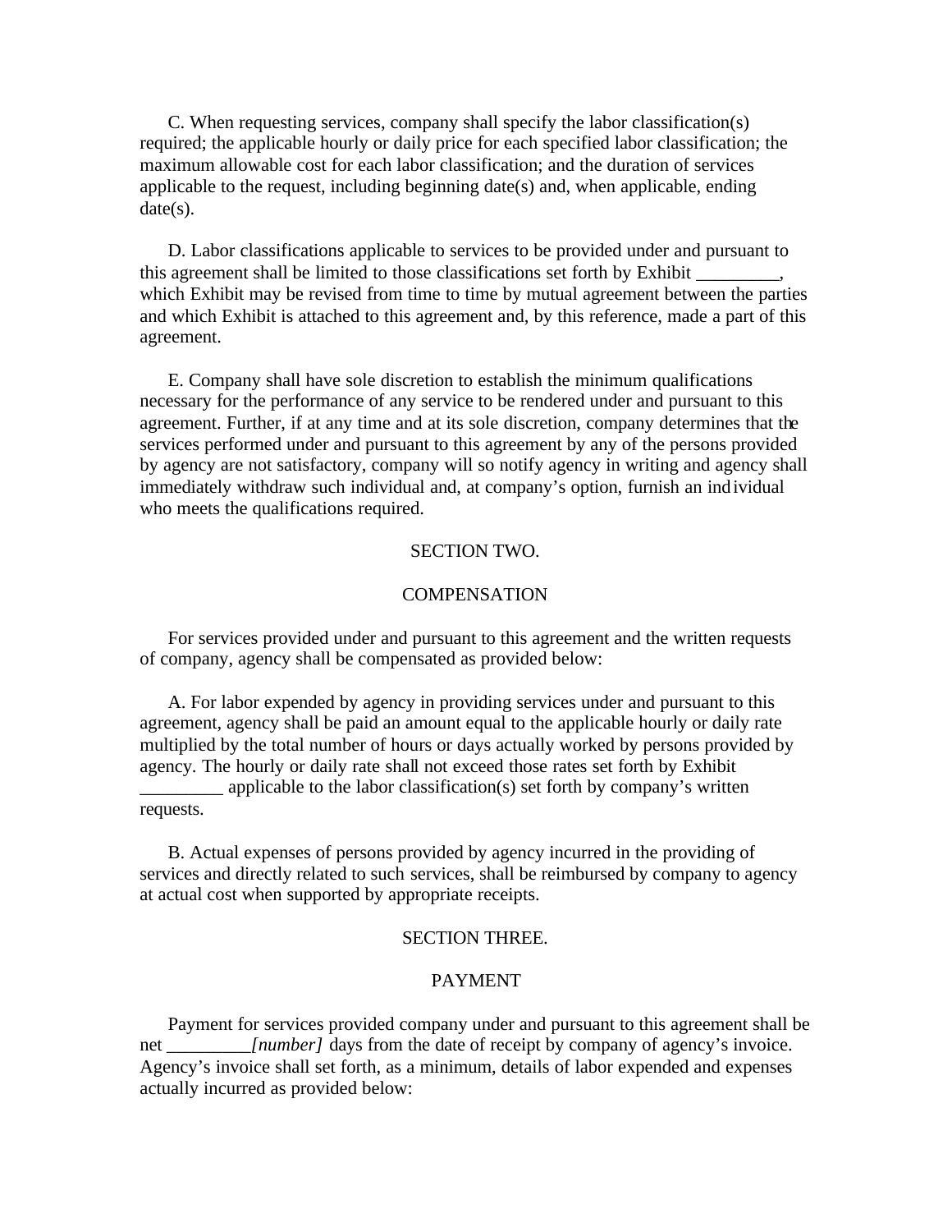C. When requesting services, company shall specify the labor classification(s) required; the applicable hourly or daily price for each specified labor classification; the maximum allowable cost for each labor classification; and the duration of services applicable to the request, including beginning date(s) and, when applicable, ending date(s).

D. Labor classifications applicable to services to be provided under and pursuant to this agreement shall be limited to those classifications set forth by Exhibit _________, which Exhibit may be revised from time to time by mutual agreement between the parties and which Exhibit is attached to this agreement and, by this reference, made a part of this agreement.

E. Company shall have sole discretion to establish the minimum qualifications necessary for the performance of any service to be rendered under and pursuant to this agreement. Further, if at any time and at its sole discretion, company determines that the services performed under and pursuant to this agreement by any of the persons provided by agency are not satisfactory, company will so notify agency in writing and agency shall immediately withdraw such individual and, at company's option, furnish an individual who meets the qualifications required.

## SECTION TWO.

## COMPENSATION

For services provided under and pursuant to this agreement and the written requests of company, agency shall be compensated as provided below:

A. For labor expended by agency in providing services under and pursuant to this agreement, agency shall be paid an amount equal to the applicable hourly or daily rate multiplied by the total number of hours or days actually worked by persons provided by agency. The hourly or daily rate shall not exceed those rates set forth by Exhibit _________ applicable to the labor classification(s) set forth by company's written requests.

B. Actual expenses of persons provided by agency incurred in the providing of services and directly related to such services, shall be reimbursed by company to agency at actual cost when supported by appropriate receipts.

## SECTION THREE.

## PAYMENT

Payment for services provided company under and pursuant to this agreement shall be net _________*[number]* days from the date of receipt by company of agency's invoice. Agency's invoice shall set forth, as a minimum, details of labor expended and expenses actually incurred as provided below: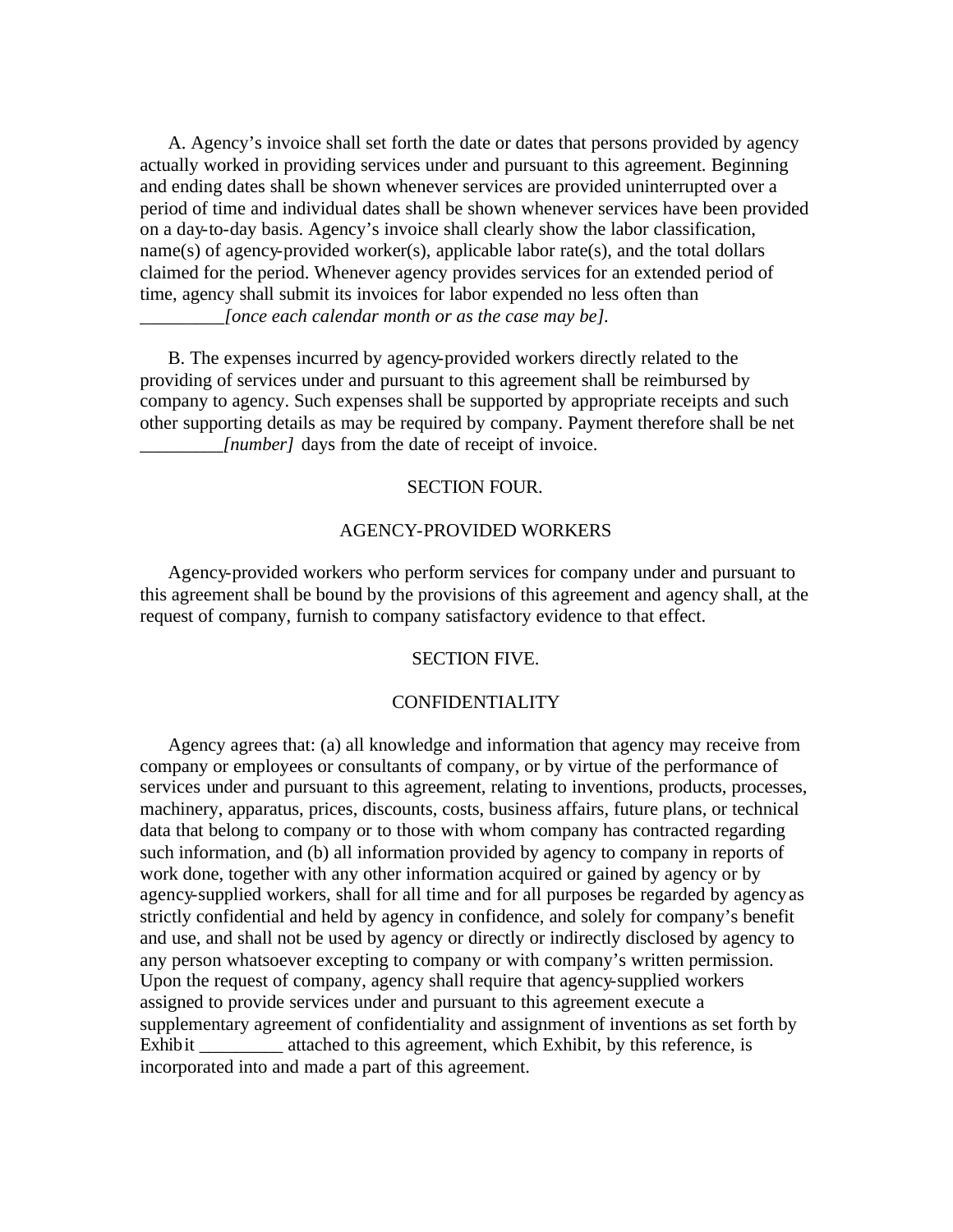A. Agency's invoice shall set forth the date or dates that persons provided by agency actually worked in providing services under and pursuant to this agreement. Beginning and ending dates shall be shown whenever services are provided uninterrupted over a period of time and individual dates shall be shown whenever services have been provided on a day-to-day basis. Agency's invoice shall clearly show the labor classification, name(s) of agency-provided worker(s), applicable labor rate(s), and the total dollars claimed for the period. Whenever agency provides services for an extended period of time, agency shall submit its invoices for labor expended no less often than _________*[once each calendar month or as the case may be]*.

B. The expenses incurred by agency-provided workers directly related to the providing of services under and pursuant to this agreement shall be reimbursed by company to agency. Such expenses shall be supported by appropriate receipts and such other supporting details as may be required by company. Payment therefore shall be net _________*[number]* days from the date of receipt of invoice.

SECTION FOUR.

AGENCY-PROVIDED WORKERS

Agency-provided workers who perform services for company under and pursuant to this agreement shall be bound by the provisions of this agreement and agency shall, at the request of company, furnish to company satisfactory evidence to that effect.

SECTION FIVE.

CONFIDENTIALITY

Agency agrees that: (a) all knowledge and information that agency may receive from company or employees or consultants of company, or by virtue of the performance of services under and pursuant to this agreement, relating to inventions, products, processes, machinery, apparatus, prices, discounts, costs, business affairs, future plans, or technical data that belong to company or to those with whom company has contracted regarding such information, and (b) all information provided by agency to company in reports of work done, together with any other information acquired or gained by agency or by agency-supplied workers, shall for all time and for all purposes be regarded by agency as strictly confidential and held by agency in confidence, and solely for company's benefit and use, and shall not be used by agency or directly or indirectly disclosed by agency to any person whatsoever excepting to company or with company's written permission. Upon the request of company, agency shall require that agency-supplied workers assigned to provide services under and pursuant to this agreement execute a supplementary agreement of confidentiality and assignment of inventions as set forth by Exhibit _________ attached to this agreement, which Exhibit, by this reference, is incorporated into and made a part of this agreement.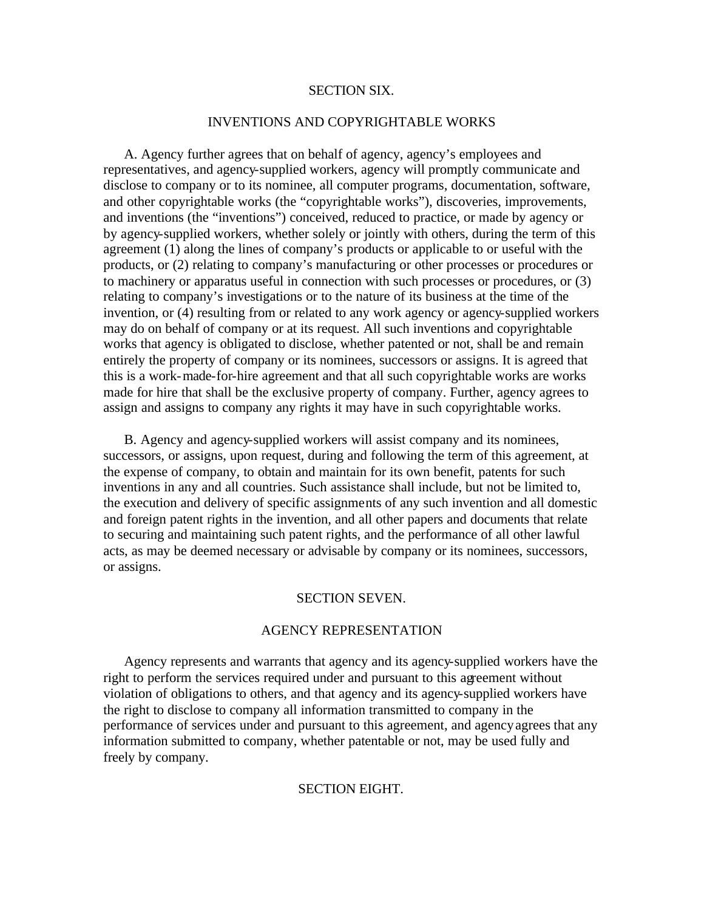## SECTION SIX.

## INVENTIONS AND COPYRIGHTABLE WORKS

A. Agency further agrees that on behalf of agency, agency's employees and representatives, and agency-supplied workers, agency will promptly communicate and disclose to company or to its nominee, all computer programs, documentation, software, and other copyrightable works (the "copyrightable works"), discoveries, improvements, and inventions (the "inventions") conceived, reduced to practice, or made by agency or by agency-supplied workers, whether solely or jointly with others, during the term of this agreement (1) along the lines of company's products or applicable to or useful with the products, or (2) relating to company's manufacturing or other processes or procedures or to machinery or apparatus useful in connection with such processes or procedures, or (3) relating to company's investigations or to the nature of its business at the time of the invention, or (4) resulting from or related to any work agency or agency-supplied workers may do on behalf of company or at its request. All such inventions and copyrightable works that agency is obligated to disclose, whether patented or not, shall be and remain entirely the property of company or its nominees, successors or assigns. It is agreed that this is a work-made-for-hire agreement and that all such copyrightable works are works made for hire that shall be the exclusive property of company. Further, agency agrees to assign and assigns to company any rights it may have in such copyrightable works.

B. Agency and agency-supplied workers will assist company and its nominees, successors, or assigns, upon request, during and following the term of this agreement, at the expense of company, to obtain and maintain for its own benefit, patents for such inventions in any and all countries. Such assistance shall include, but not be limited to, the execution and delivery of specific assignments of any such invention and all domestic and foreign patent rights in the invention, and all other papers and documents that relate to securing and maintaining such patent rights, and the performance of all other lawful acts, as may be deemed necessary or advisable by company or its nominees, successors, or assigns.

## SECTION SEVEN.

## AGENCY REPRESENTATION

Agency represents and warrants that agency and its agency-supplied workers have the right to perform the services required under and pursuant to this agreement without violation of obligations to others, and that agency and its agency-supplied workers have the right to disclose to company all information transmitted to company in the performance of services under and pursuant to this agreement, and agency agrees that any information submitted to company, whether patentable or not, may be used fully and freely by company.

## SECTION EIGHT.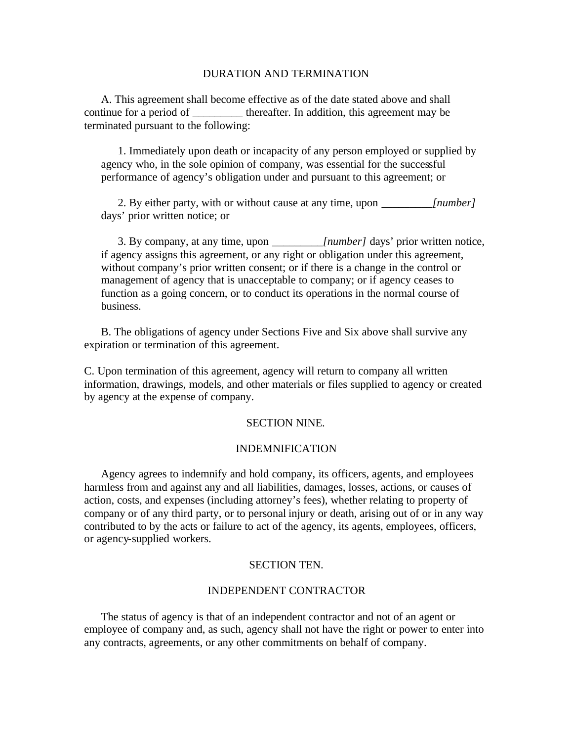## DURATION AND TERMINATION

A. This agreement shall become effective as of the date stated above and shall continue for a period of _________ thereafter. In addition, this agreement may be terminated pursuant to the following:

1. Immediately upon death or incapacity of any person employed or supplied by agency who, in the sole opinion of company, was essential for the successful performance of agency's obligation under and pursuant to this agreement; or

2. By either party, with or without cause at any time, upon _________*[number]* days' prior written notice; or

3. By company, at any time, upon _________*[number]* days' prior written notice, if agency assigns this agreement, or any right or obligation under this agreement, without company's prior written consent; or if there is a change in the control or management of agency that is unacceptable to company; or if agency ceases to function as a going concern, or to conduct its operations in the normal course of business.

B. The obligations of agency under Sections Five and Six above shall survive any expiration or termination of this agreement.

C. Upon termination of this agreement, agency will return to company all written information, drawings, models, and other materials or files supplied to agency or created by agency at the expense of company.

## SECTION NINE.

## INDEMNIFICATION

Agency agrees to indemnify and hold company, its officers, agents, and employees harmless from and against any and all liabilities, damages, losses, actions, or causes of action, costs, and expenses (including attorney's fees), whether relating to property of company or of any third party, or to personal injury or death, arising out of or in any way contributed to by the acts or failure to act of the agency, its agents, employees, officers, or agency-supplied workers.

## SECTION TEN.

## INDEPENDENT CONTRACTOR

The status of agency is that of an independent contractor and not of an agent or employee of company and, as such, agency shall not have the right or power to enter into any contracts, agreements, or any other commitments on behalf of company.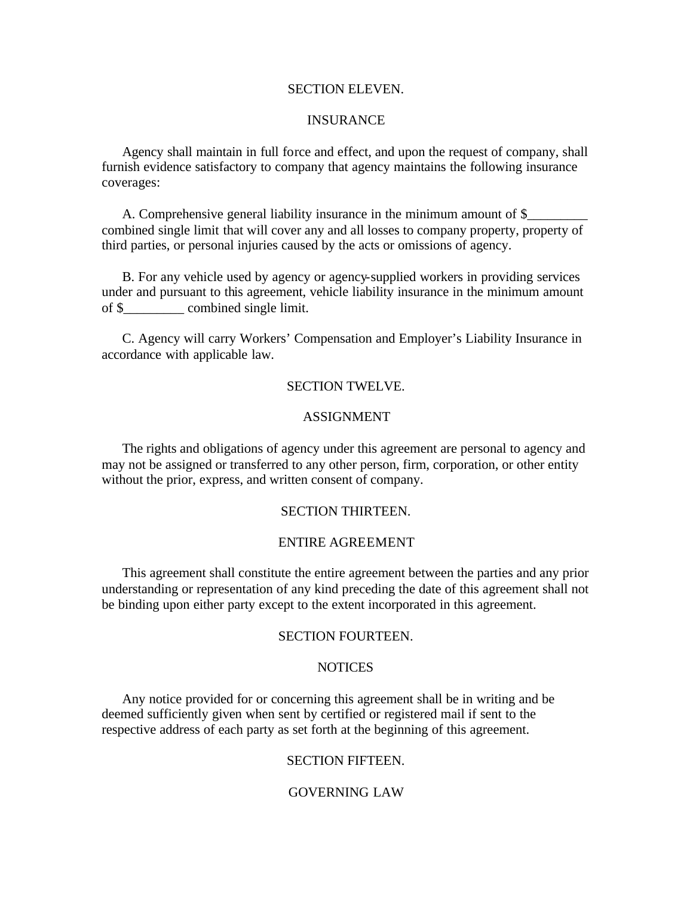## SECTION ELEVEN.

## INSURANCE

Agency shall maintain in full force and effect, and upon the request of company, shall furnish evidence satisfactory to company that agency maintains the following insurance coverages:

A. Comprehensive general liability insurance in the minimum amount of $_________ combined single limit that will cover any and all losses to company property, property of third parties, or personal injuries caused by the acts or omissions of agency.

B. For any vehicle used by agency or agency-supplied workers in providing services under and pursuant to this agreement, vehicle liability insurance in the minimum amount of $_________ combined single limit.

C. Agency will carry Workers' Compensation and Employer's Liability Insurance in accordance with applicable law.

## SECTION TWELVE.

## ASSIGNMENT

The rights and obligations of agency under this agreement are personal to agency and may not be assigned or transferred to any other person, firm, corporation, or other entity without the prior, express, and written consent of company.

## SECTION THIRTEEN.

## ENTIRE AGREEMENT

This agreement shall constitute the entire agreement between the parties and any prior understanding or representation of any kind preceding the date of this agreement shall not be binding upon either party except to the extent incorporated in this agreement.

## SECTION FOURTEEN.

## NOTICES

Any notice provided for or concerning this agreement shall be in writing and be deemed sufficiently given when sent by certified or registered mail if sent to the respective address of each party as set forth at the beginning of this agreement.

## SECTION FIFTEEN.

## GOVERNING LAW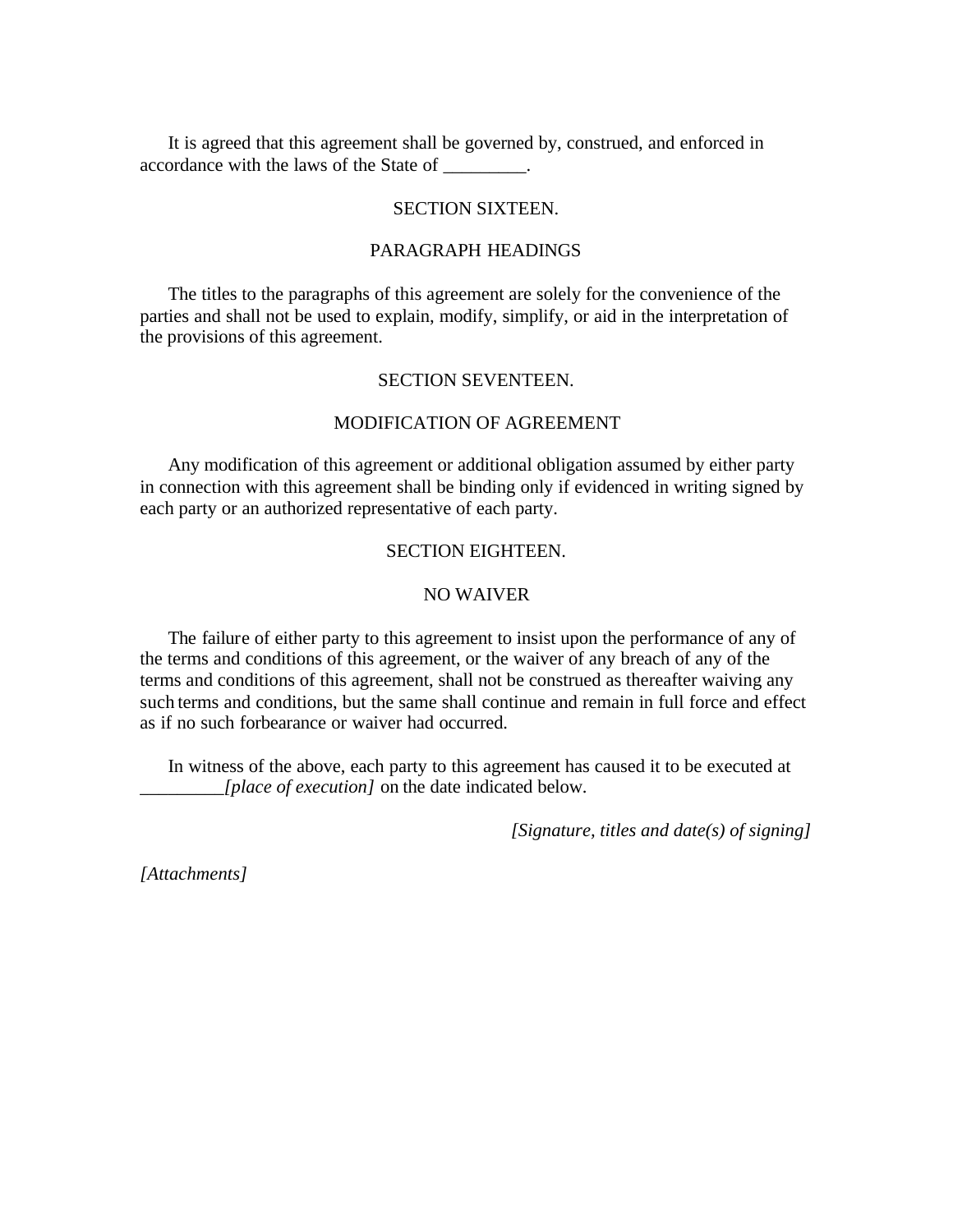It is agreed that this agreement shall be governed by, construed, and enforced in accordance with the laws of the State of _________.

## SECTION SIXTEEN.

## PARAGRAPH HEADINGS

The titles to the paragraphs of this agreement are solely for the convenience of the parties and shall not be used to explain, modify, simplify, or aid in the interpretation of the provisions of this agreement.

## SECTION SEVENTEEN.

## MODIFICATION OF AGREEMENT

Any modification of this agreement or additional obligation assumed by either party in connection with this agreement shall be binding only if evidenced in writing signed by each party or an authorized representative of each party.

## SECTION EIGHTEEN.

## NO WAIVER

The failure of either party to this agreement to insist upon the performance of any of the terms and conditions of this agreement, or the waiver of any breach of any of the terms and conditions of this agreement, shall not be construed as thereafter waiving any such terms and conditions, but the same shall continue and remain in full force and effect as if no such forbearance or waiver had occurred.

In witness of the above, each party to this agreement has caused it to be executed at _________*[place of execution]* on the date indicated below.

*[Signature, titles and date(s) of signing]*

*[Attachments]*